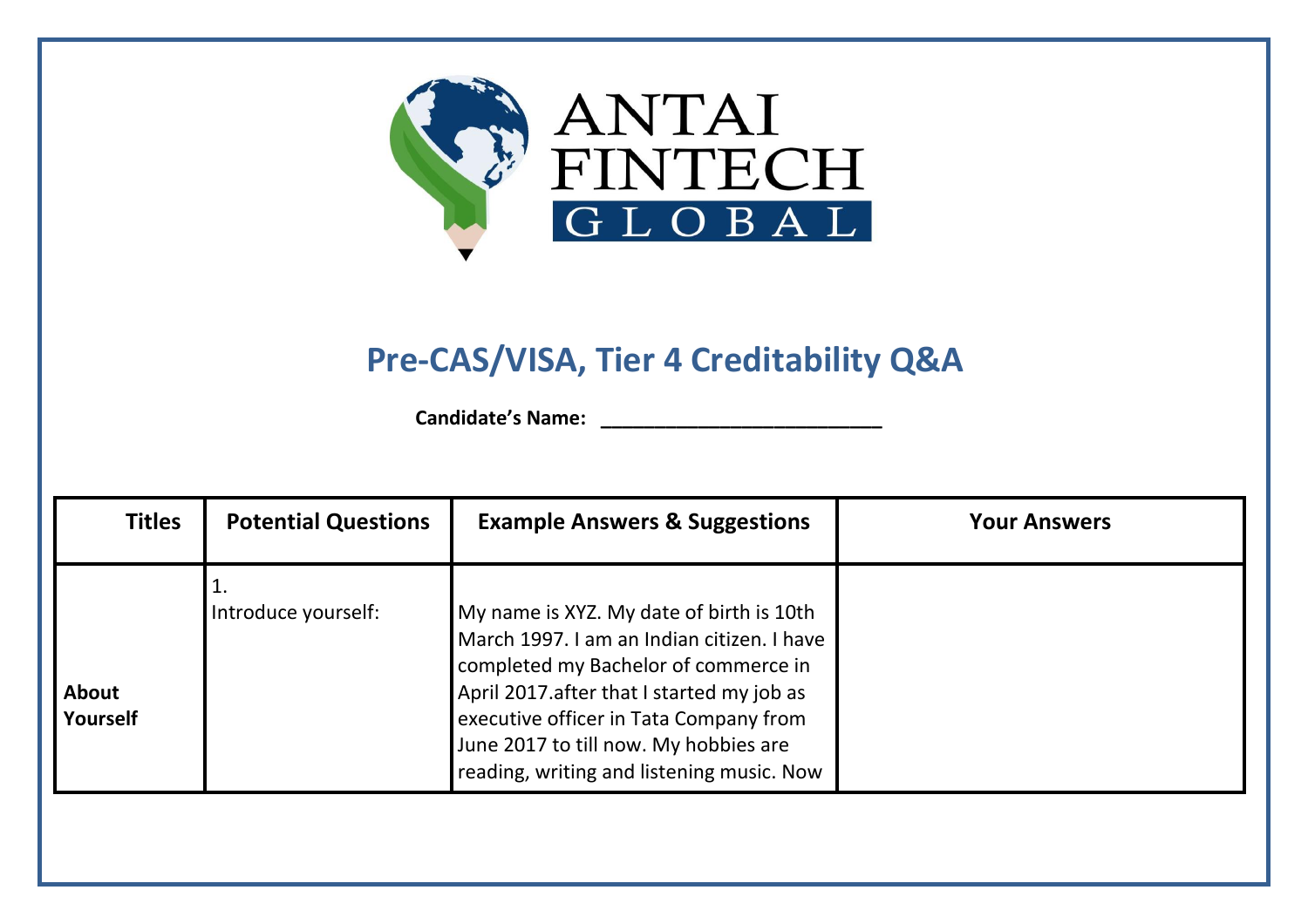ANTAI FINTECH GLOBAL

# Pre-CAS/VISA, Tier 4 Creditability Q&A

**Candidate's Name:** ___________________________

| Titles | Potential Questions | Example Answers & Suggestions | Your Answers |
|---|---|---|---|
| **About Yourself** | 1. Introduce yourself: | My name is XYZ. My date of birth is 10th March 1997. I am an Indian citizen. I have completed my Bachelor of commerce in April 2017.after that I started my job as executive officer in Tata Company from June 2017 to till now. My hobbies are reading, writing and listening music. Now | |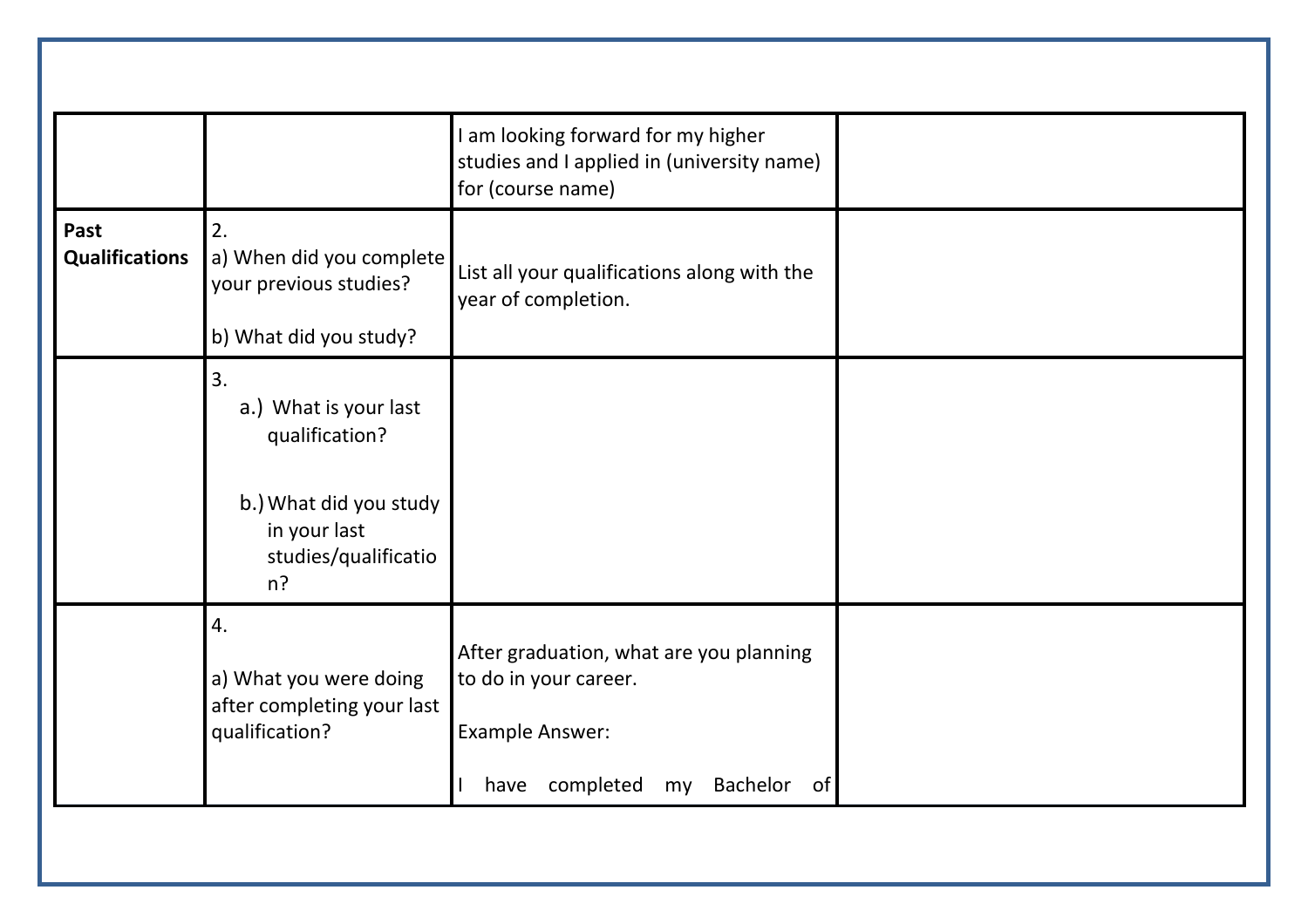| | | | |
|---|---|---|---|
| | | I am looking forward for my higher studies and I applied in (university name) for (course name) | |
| **Past Qualifications** | 2.<br>a) When did you complete your previous studies?<br><br>b) What did you study? | List all your qualifications along with the year of completion. | |
| | 3.<br>a.) What is your last qualification?<br><br>b.) What did you study in your last studies/qualification? | | |
| | 4.<br><br>a) What you were doing after completing your last qualification? | After graduation, what are you planning to do in your career.<br><br>Example Answer:<br><br>I have completed my Bachelor of | |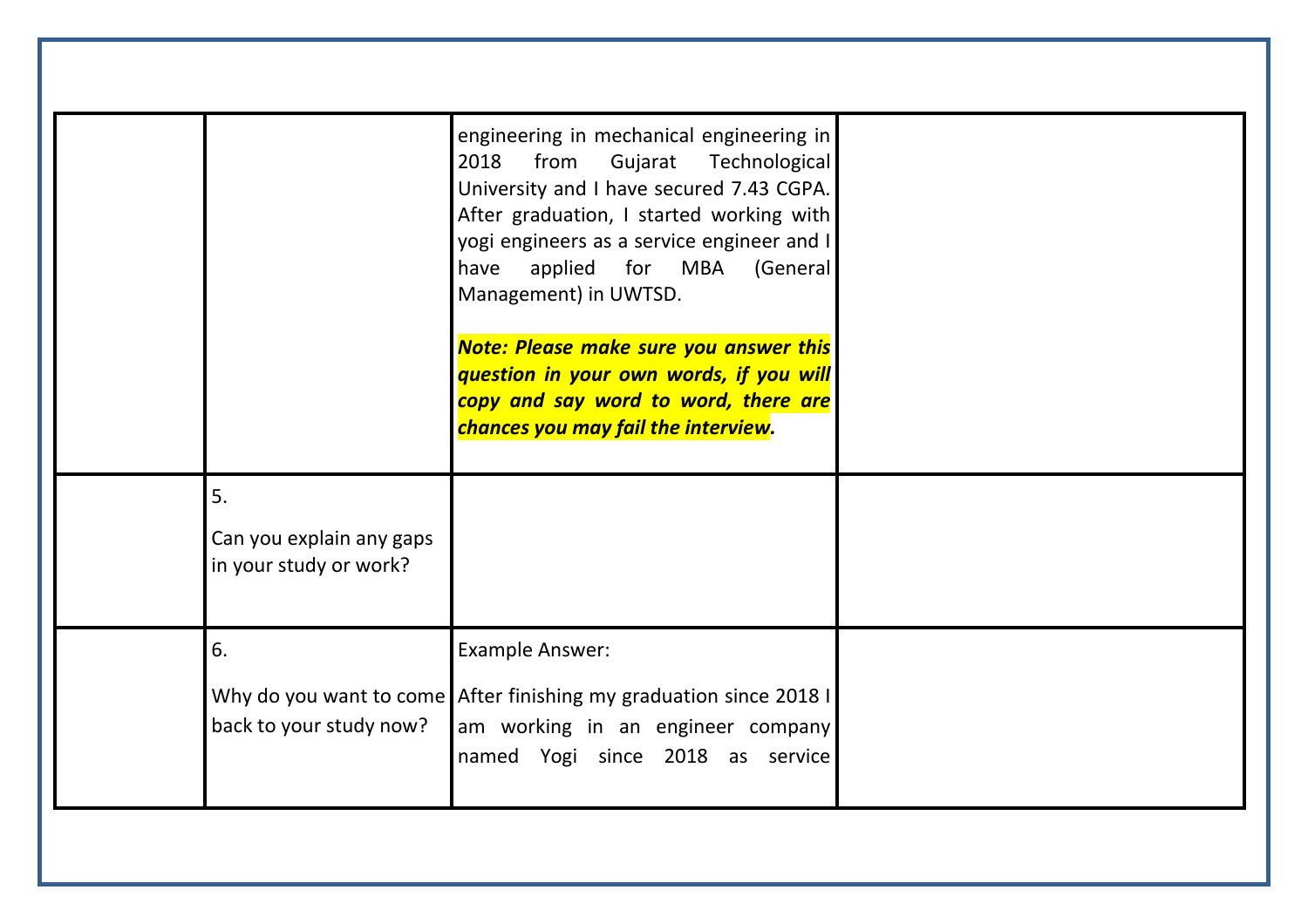| | | | |
|---|---|---|---|
| | | engineering in mechanical engineering in 2018 from Gujarat Technological University and I have secured 7.43 CGPA. After graduation, I started working with yogi engineers as a service engineer and I have applied for MBA (General Management) in UWTSD.<br><br>***Note: Please make sure you answer this question in your own words, if you will copy and say word to word, there are chances you may fail the interview.*** | |
| | 5.<br><br>Can you explain any gaps in your study or work? | | |
| | 6.<br><br>Why do you want to come back to your study now? | Example Answer:<br><br>After finishing my graduation since 2018 I am working in an engineer company named Yogi since 2018 as service | |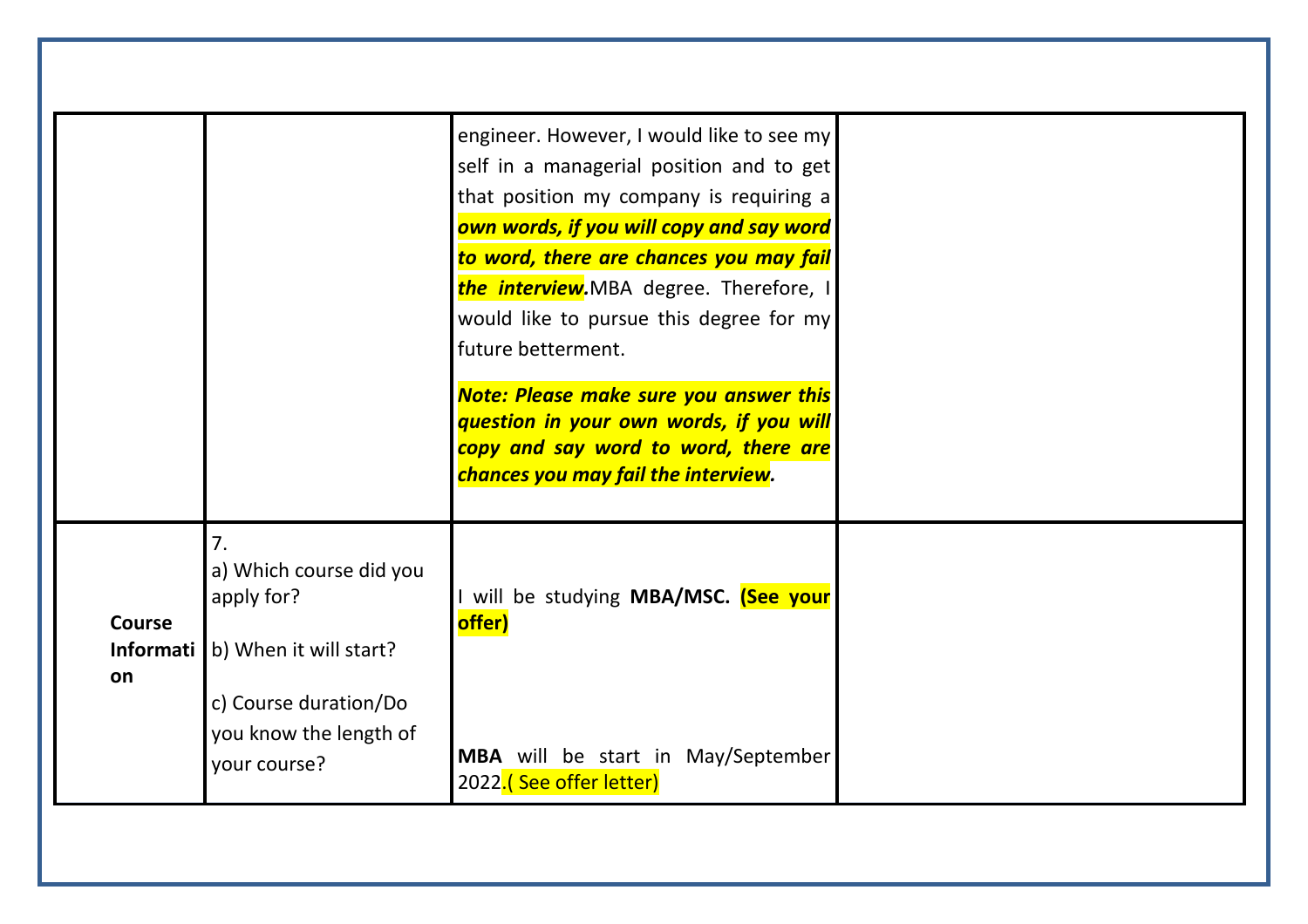| | | | |
|---|---|---|---|
| | | engineer. However, I would like to see my self in a managerial position and to get that position my company is requiring a ***own words, if you will copy and say word to word, there are chances you may fail the interview.***MBA degree. Therefore, I would like to pursue this degree for my future betterment.<br><br>***Note: Please make sure you answer this question in your own words, if you will copy and say word to word, there are chances you may fail the interview.*** | |
| **Course Information** | 7.<br>a) Which course did you apply for?<br><br>b) When it will start?<br><br>c) Course duration/Do you know the length of your course? | I will be studying **MBA/MSC.** **(See your offer)**<br><br>**MBA** will be start in May/September 2022.( See offer letter) | |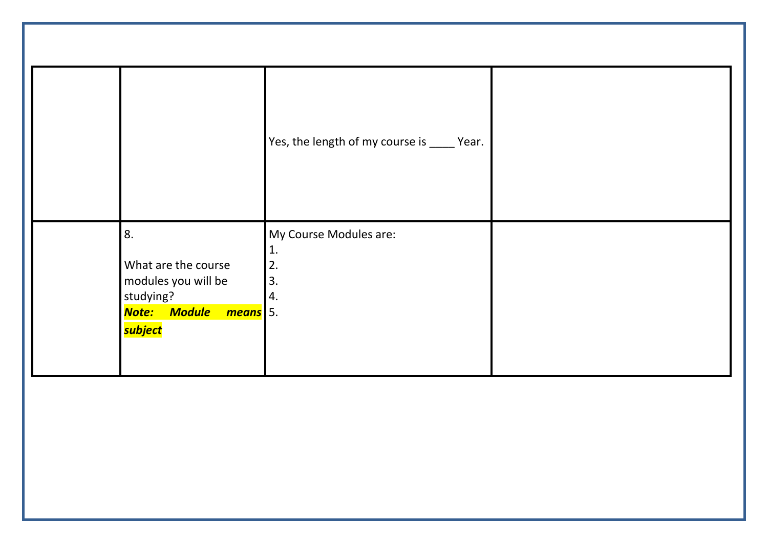| | | | |
|---|---|---|---|
| | | Yes, the length of my course is ____ Year. | |
| | 8.<br><br>What are the course modules you will be studying?<br>***Note: Module means subject*** | My Course Modules are:<br>1.<br>2.<br>3.<br>4.<br>5. | |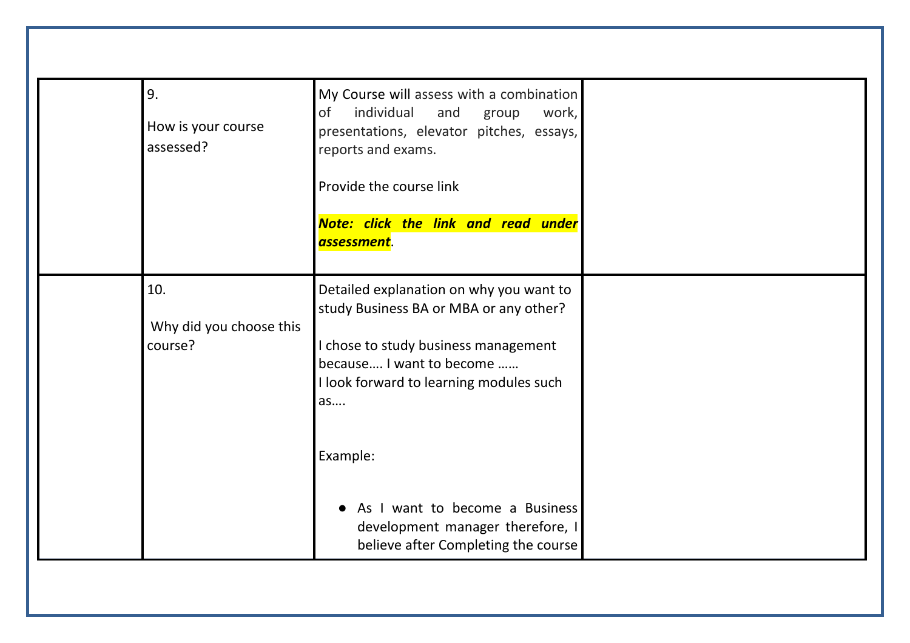| | | | |
|---|---|---|---|
| | 9.<br><br>How is your course assessed? | My Course will assess with a combination of individual and group work, presentations, elevator pitches, essays, reports and exams.<br><br>Provide the course link<br><br>***Note: click the link and read under assessment***. | |
| | 10.<br><br>Why did you choose this course? | Detailed explanation on why you want to study Business BA or MBA or any other?<br><br>I chose to study business management because…. I want to become ……<br>I look forward to learning modules such as….<br><br>Example:<br><br>● As I want to become a Business development manager therefore, I believe after Completing the course | |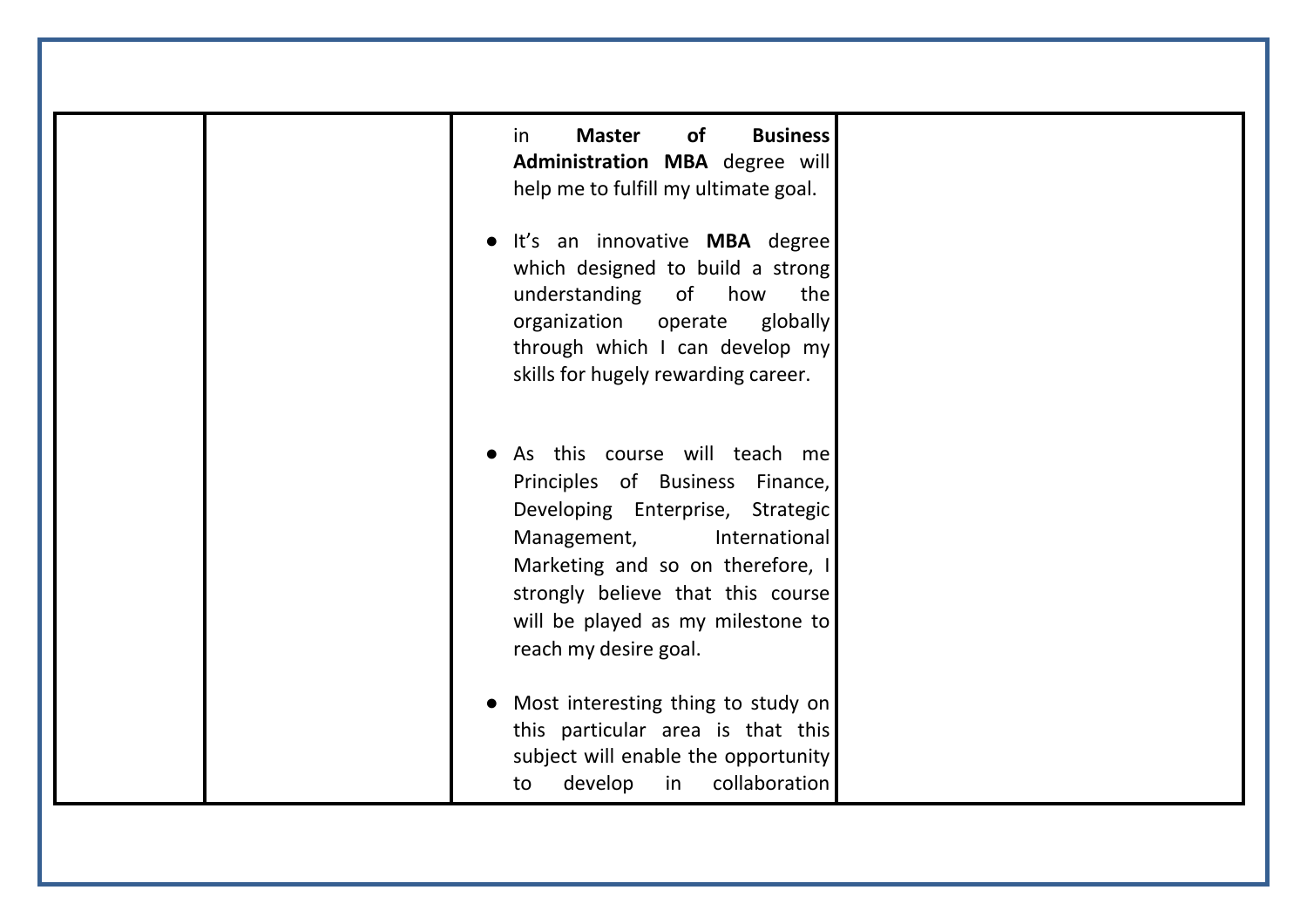| | | in **Master of Business Administration MBA** degree will help me to fulfill my ultimate goal.<br><br>● It's an innovative **MBA** degree which designed to build a strong understanding of how the organization operate globally through which I can develop my skills for hugely rewarding career.<br><br>● As this course will teach me Principles of Business Finance, Developing Enterprise, Strategic Management, International Marketing and so on therefore, I strongly believe that this course will be played as my milestone to reach my desire goal.<br><br>● Most interesting thing to study on this particular area is that this subject will enable the opportunity to develop in collaboration | |
|---|---|---|---|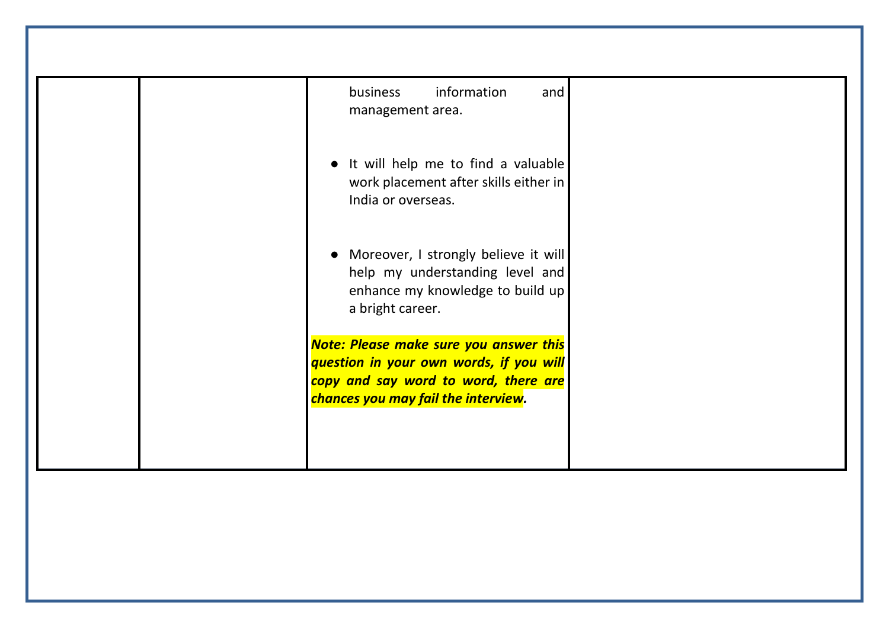| | | business information and management area.<br><br>● It will help me to find a valuable work placement after skills either in India or overseas.<br><br>● Moreover, I strongly believe it will help my understanding level and enhance my knowledge to build up a bright career.<br><br>***Note: Please make sure you answer this question in your own words, if you will copy and say word to word, there are chances you may fail the interview.*** | |
|---|---|---|---|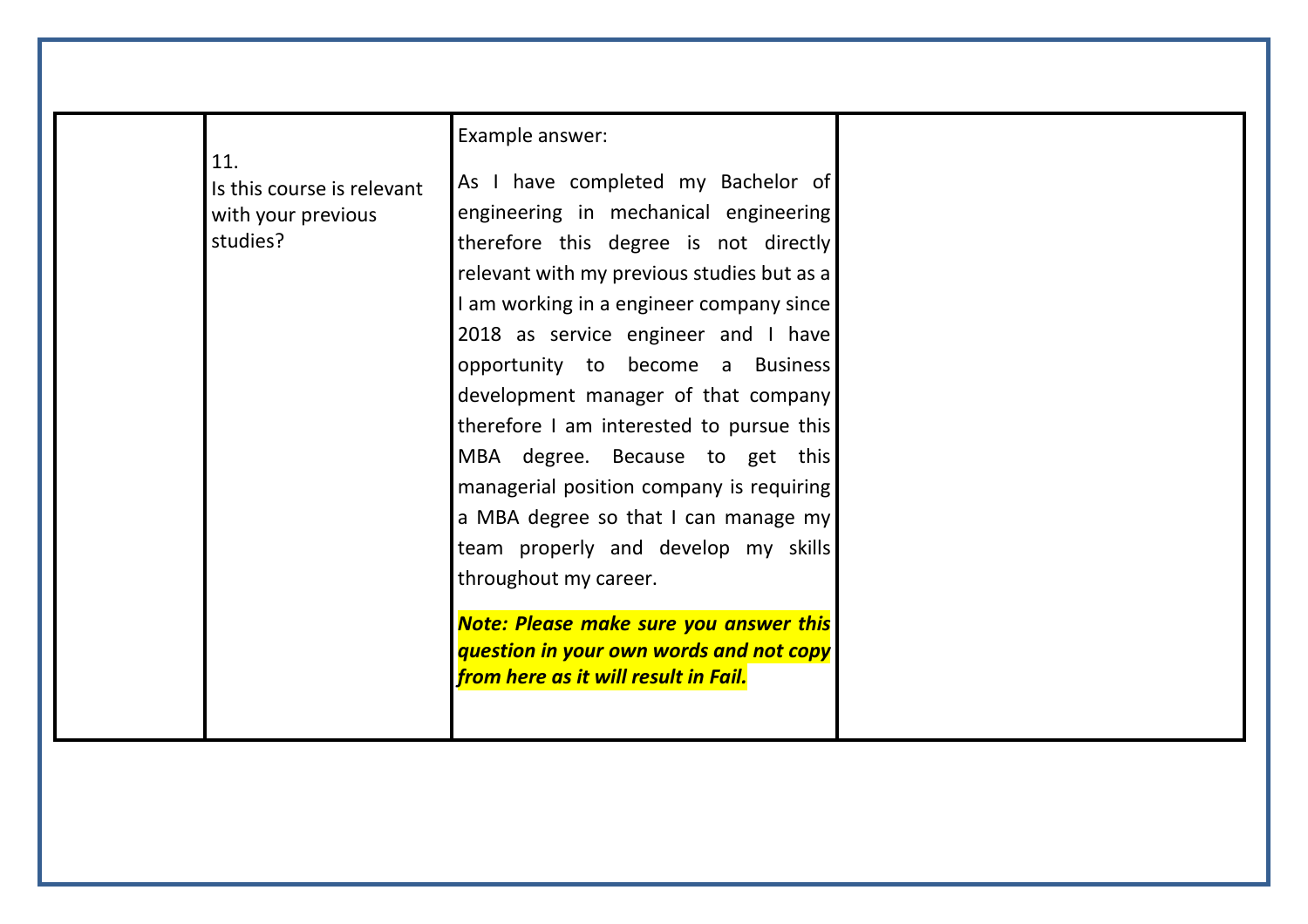| | | | |
|---|---|---|---|
| | 11.<br>Is this course is relevant with your previous studies? | Example answer:<br><br>As I have completed my Bachelor of engineering in mechanical engineering therefore this degree is not directly relevant with my previous studies but as a I am working in a engineer company since 2018 as service engineer and I have opportunity to become a Business development manager of that company therefore I am interested to pursue this MBA degree. Because to get this managerial position company is requiring a MBA degree so that I can manage my team properly and develop my skills throughout my career.<br><br>***Note: Please make sure you answer this question in your own words and not copy from here as it will result in Fail.*** | |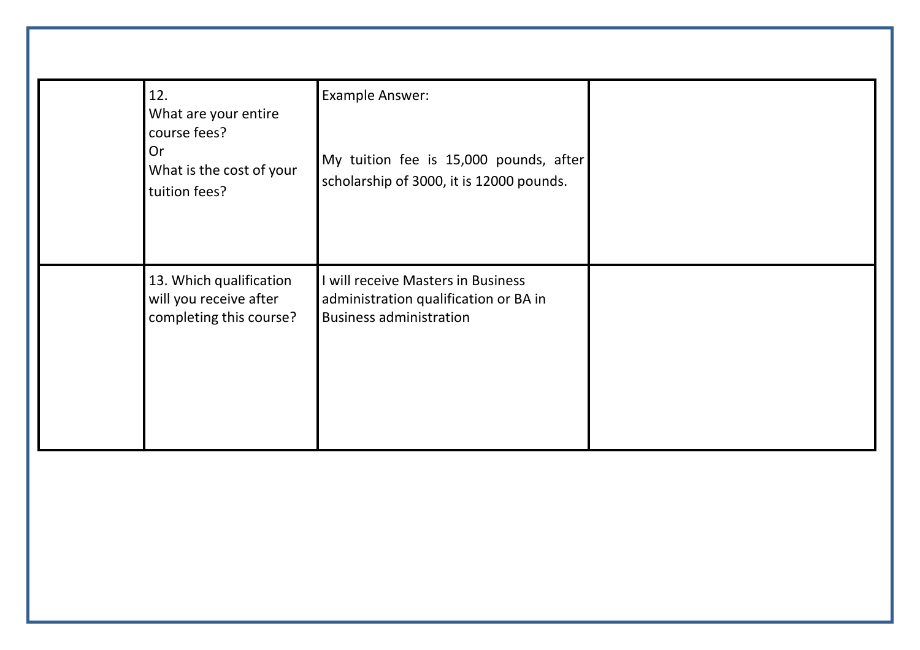|  |  |  |  |
|---|---|---|---|
|  | 12.<br>What are your entire course fees?<br>Or<br>What is the cost of your tuition fees? | Example Answer:<br><br>My tuition fee is 15,000 pounds, after scholarship of 3000, it is 12000 pounds. |  |
|  | 13. Which qualification will you receive after completing this course? | I will receive Masters in Business administration qualification or BA in Business administration |  |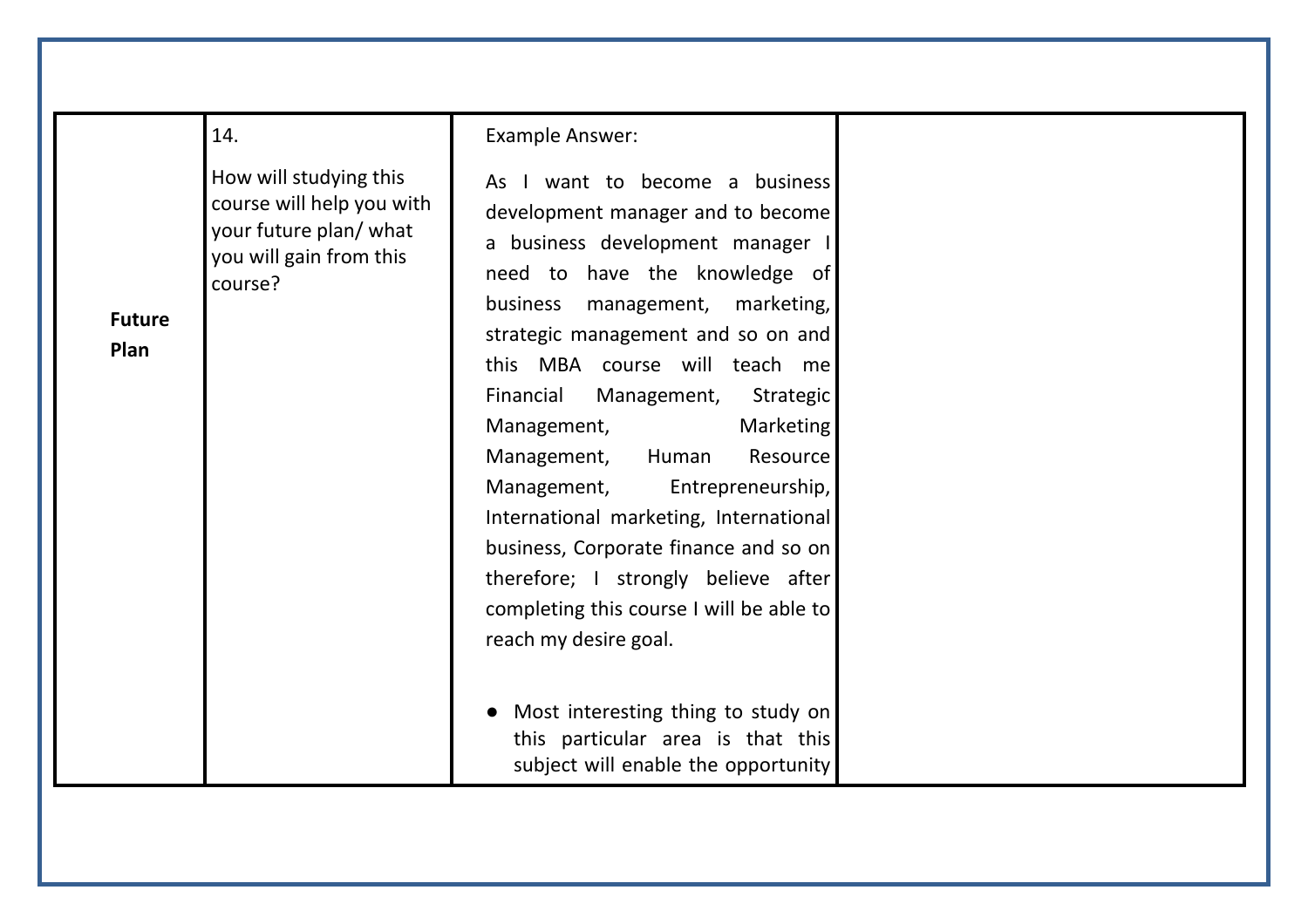| | | | |
|---|---|---|---|
| **Future Plan** | 14.<br><br>How will studying this course will help you with your future plan/ what you will gain from this course? | Example Answer:<br><br>As I want to become a business development manager and to become a business development manager I need to have the knowledge of business management, marketing, strategic management and so on and this MBA course will teach me Financial Management, Strategic Management, Marketing Management, Human Resource Management, Entrepreneurship, International marketing, International business, Corporate finance and so on therefore; I strongly believe after completing this course I will be able to reach my desire goal.<br><br>● Most interesting thing to study on this particular area is that this subject will enable the opportunity | |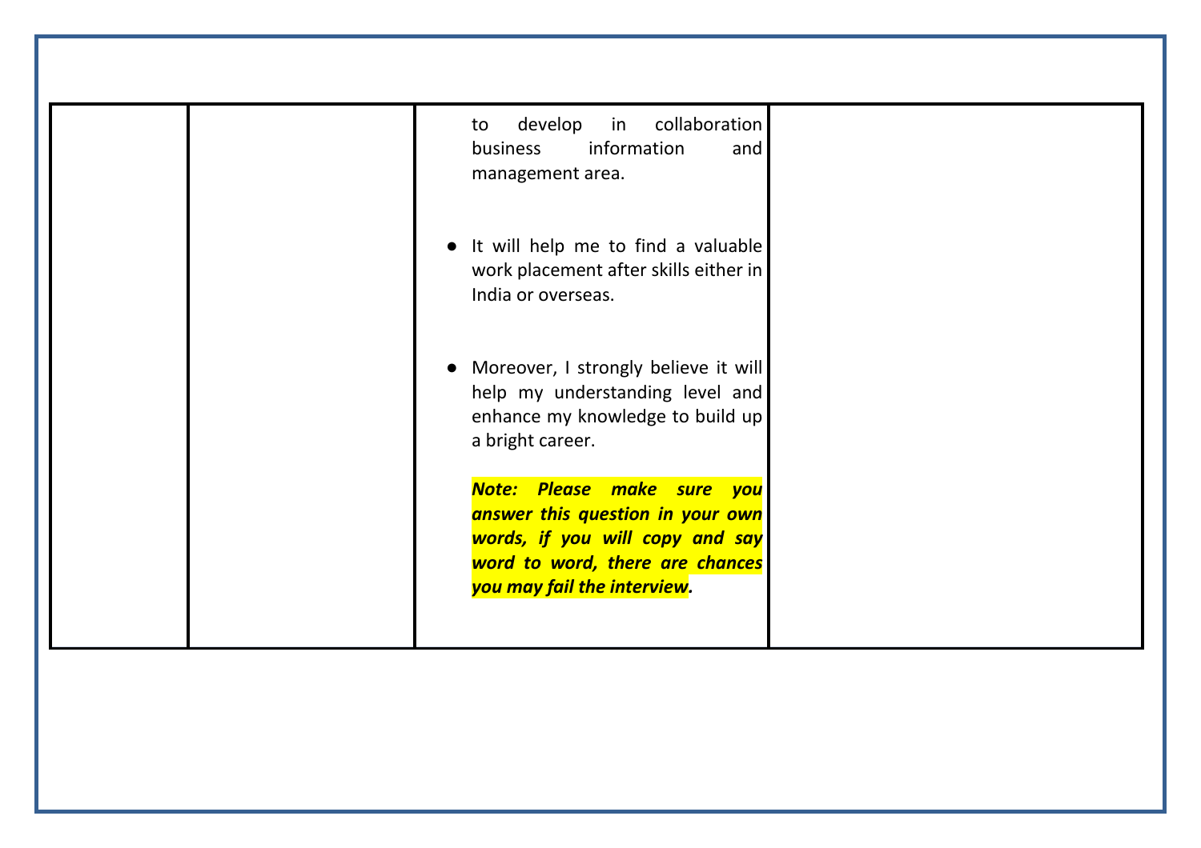| | | | |
|---|---|---|---|
| | | to develop in collaboration business information and management area.<br><br>• It will help me to find a valuable work placement after skills either in India or overseas.<br><br>• Moreover, I strongly believe it will help my understanding level and enhance my knowledge to build up a bright career.<br><br>***Note: Please make sure you answer this question in your own words, if you will copy and say word to word, there are chances you may fail the interview.*** | |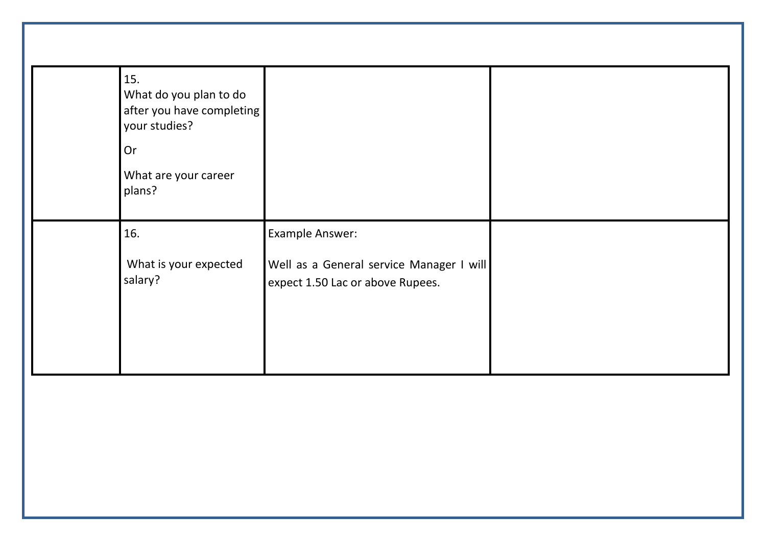| | | | |
|---|---|---|---|
| | 15. What do you plan to do after you have completing your studies? Or What are your career plans? | | |
| | 16. What is your expected salary? | Example Answer: Well as a General service Manager I will expect 1.50 Lac or above Rupees. | |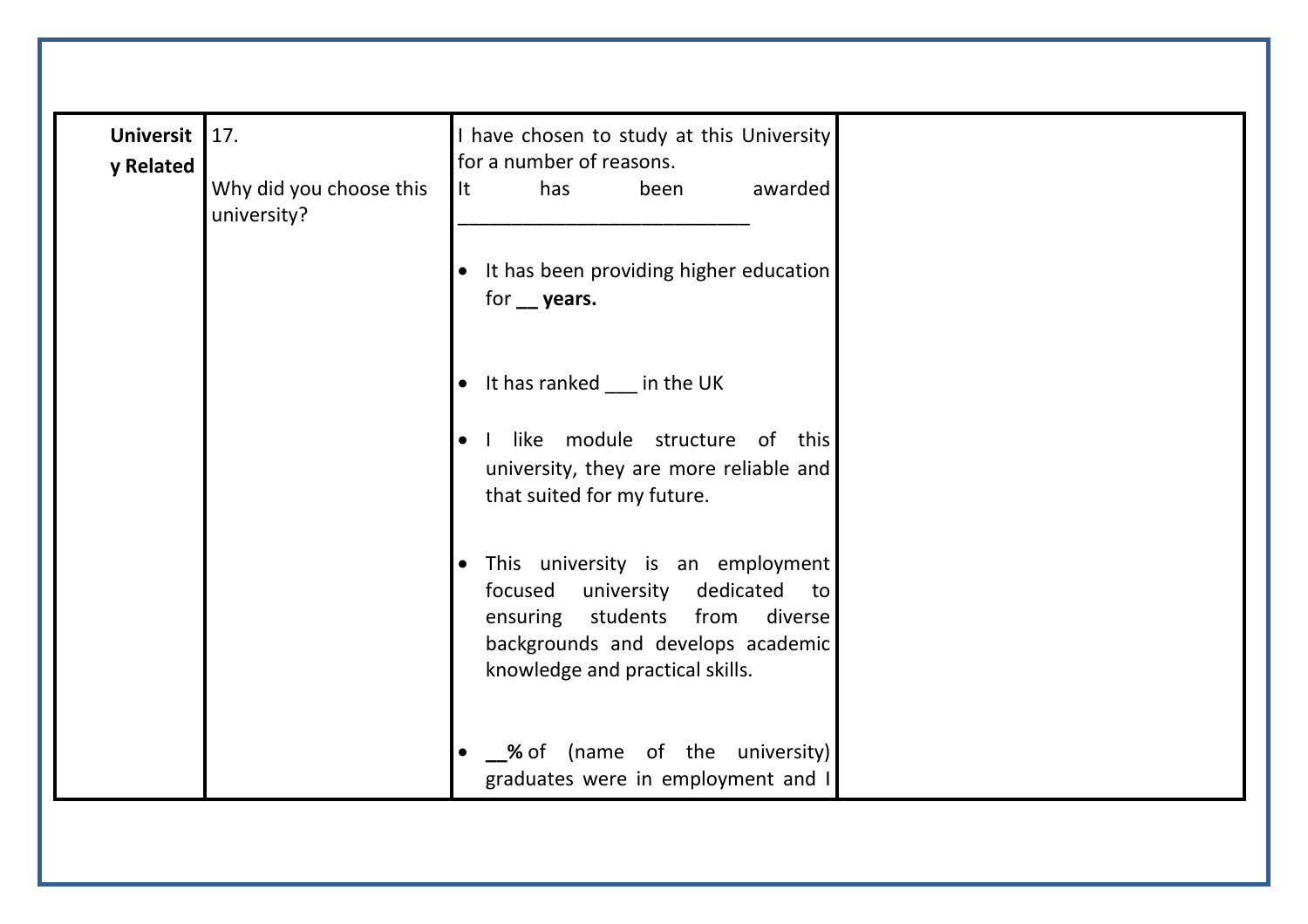| University Related | 17. Why did you choose this university? | I have chosen to study at this University for a number of reasons. It has been awarded ___________________________<br><br>• It has been providing higher education for **__ years.**<br><br>• It has ranked ___ in the UK<br><br>• I like module structure of this university, they are more reliable and that suited for my future.<br><br>• This university is an employment focused university dedicated to ensuring students from diverse backgrounds and develops academic knowledge and practical skills.<br><br>• **__%** of (name of the university) graduates were in employment and I | |
|---|---|---|---|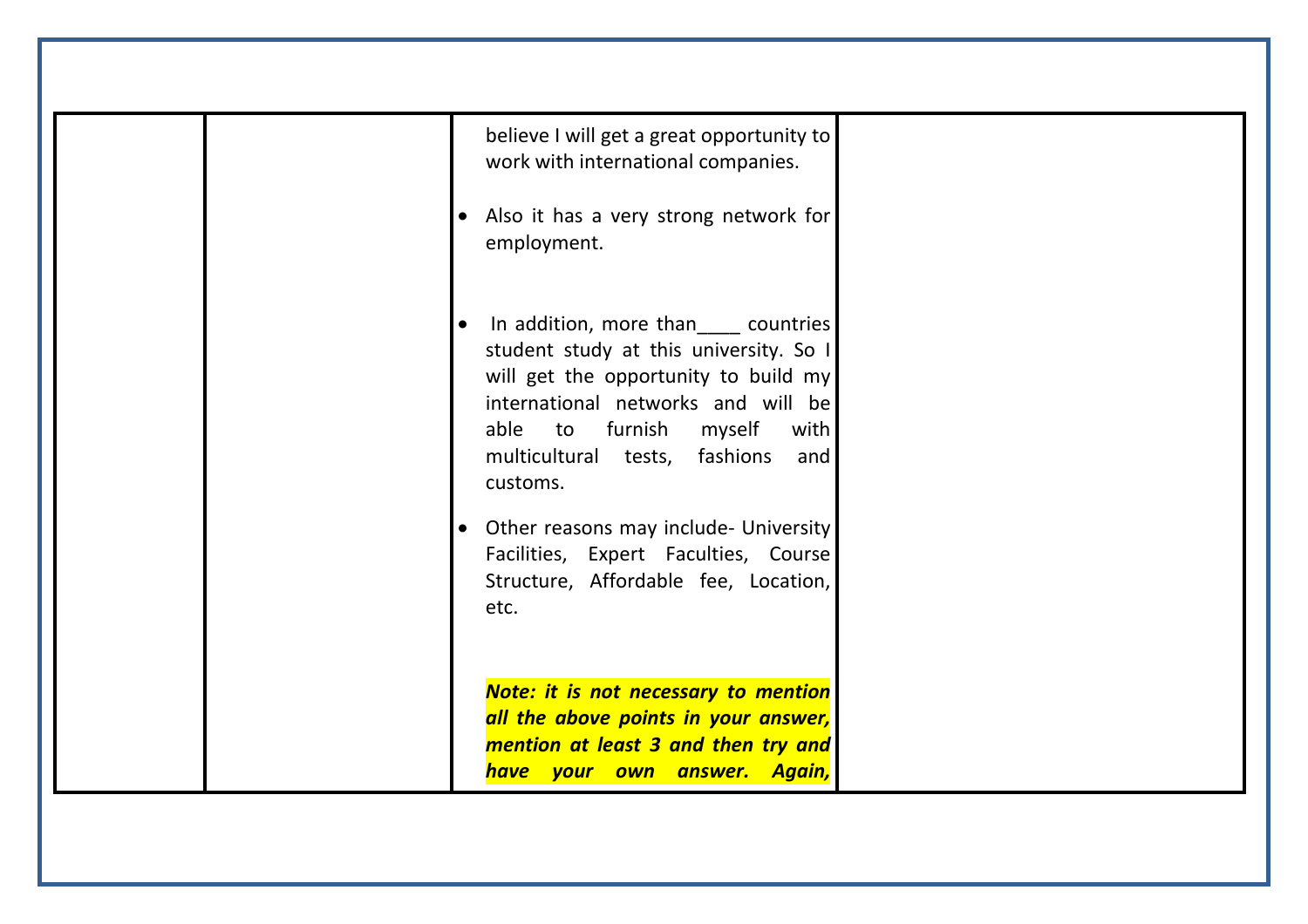| | | believe I will get a great opportunity to work with international companies.<br><br>• Also it has a very strong network for employment.<br><br>• In addition, more than____ countries student study at this university. So I will get the opportunity to build my international networks and will be able to furnish myself with multicultural tests, fashions and customs.<br><br>• Other reasons may include- University Facilities, Expert Faculties, Course Structure, Affordable fee, Location, etc.<br><br>***Note: it is not necessary to mention all the above points in your answer, mention at least 3 and then try and have your own answer. Again,*** | |
|---|---|---|---|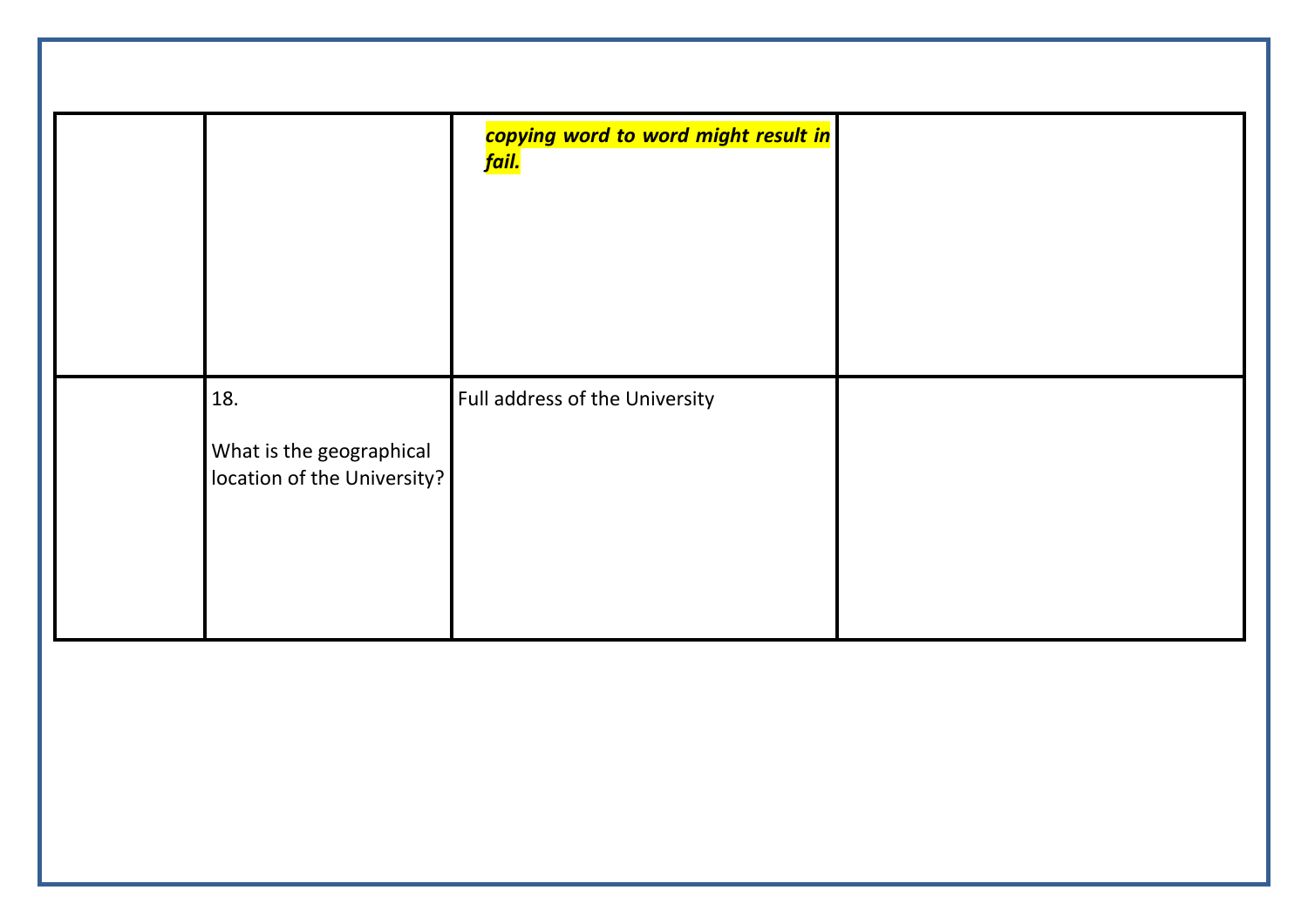| | | | |
|---|---|---|---|
| | | ***copying word to word might result in fail.*** | |
| | 18. What is the geographical location of the University? | Full address of the University | |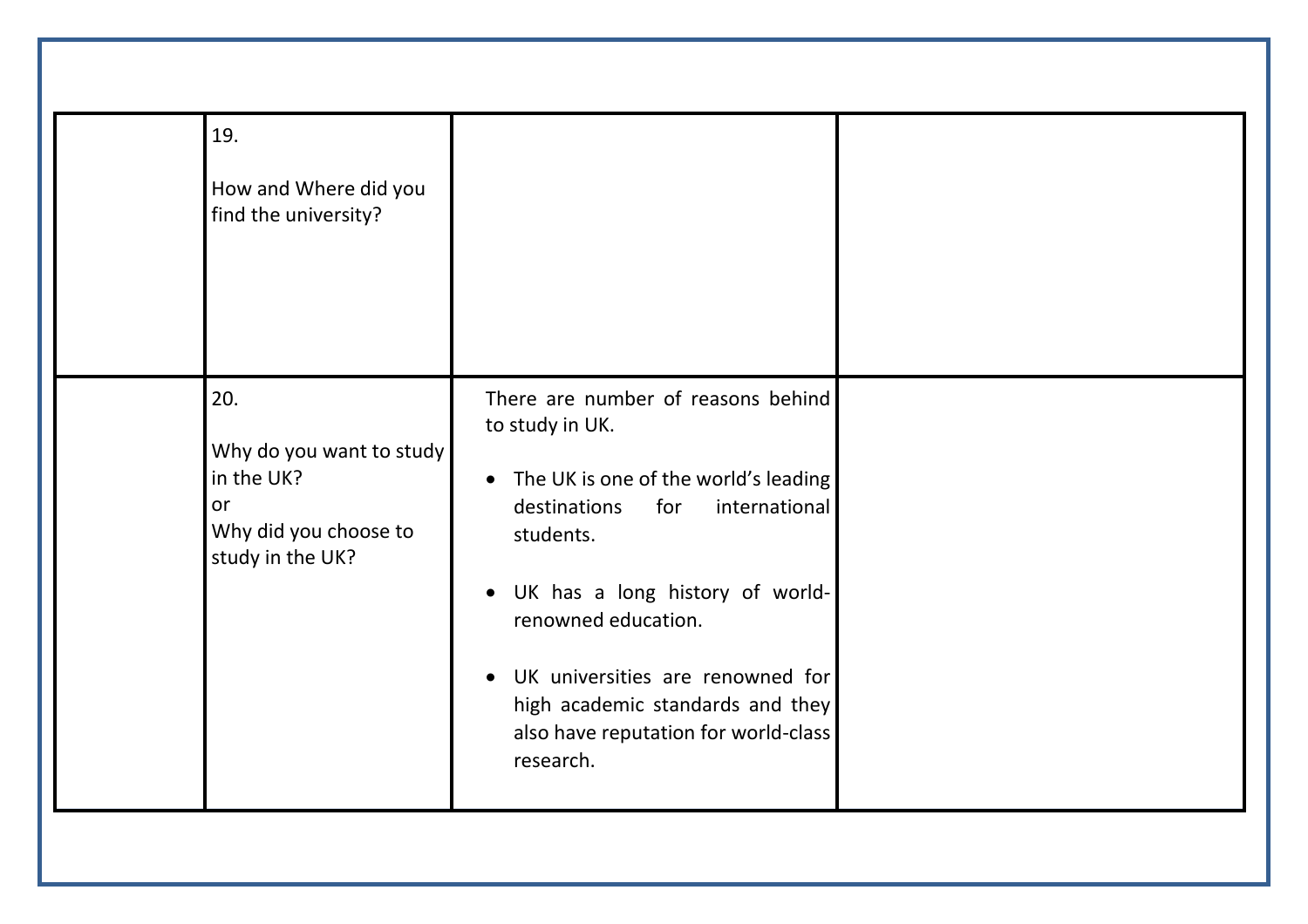|  |  |  |  |
|---|---|---|---|
|  | 19.<br><br>How and Where did you find the university? |  |  |
|  | 20.<br><br>Why do you want to study in the UK?<br>or<br>Why did you choose to study in the UK? | There are number of reasons behind to study in UK.<br><br>• The UK is one of the world's leading destinations for international students.<br><br>• UK has a long history of world-renowned education.<br><br>• UK universities are renowned for high academic standards and they also have reputation for world-class research. |  |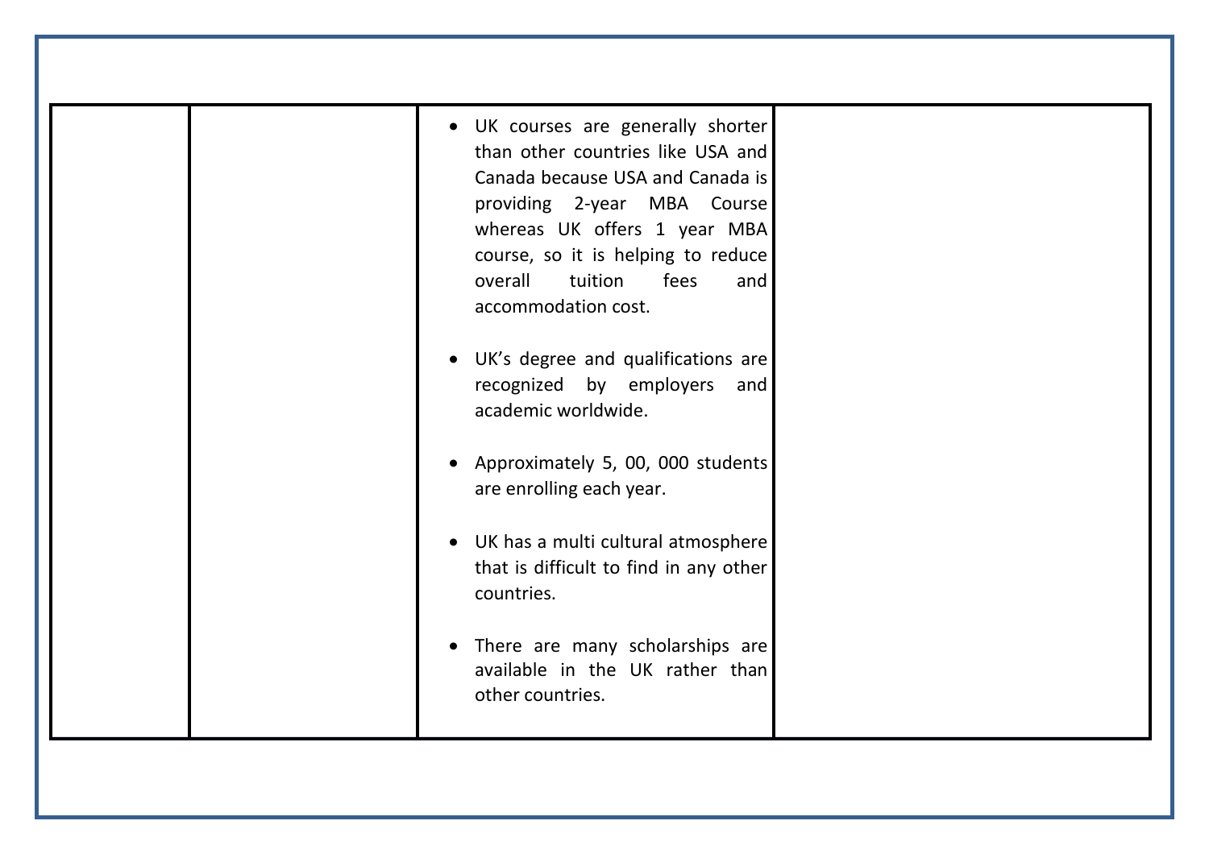| | | | |
|---|---|---|---|
| | | <ul><li>UK courses are generally shorter than other countries like USA and Canada because USA and Canada is providing 2-year MBA Course whereas UK offers 1 year MBA course, so it is helping to reduce overall tuition fees and accommodation cost.</li><li>UK's degree and qualifications are recognized by employers and academic worldwide.</li><li>Approximately 5, 00, 000 students are enrolling each year.</li><li>UK has a multi cultural atmosphere that is difficult to find in any other countries.</li><li>There are many scholarships are available in the UK rather than other countries.</li></ul> | |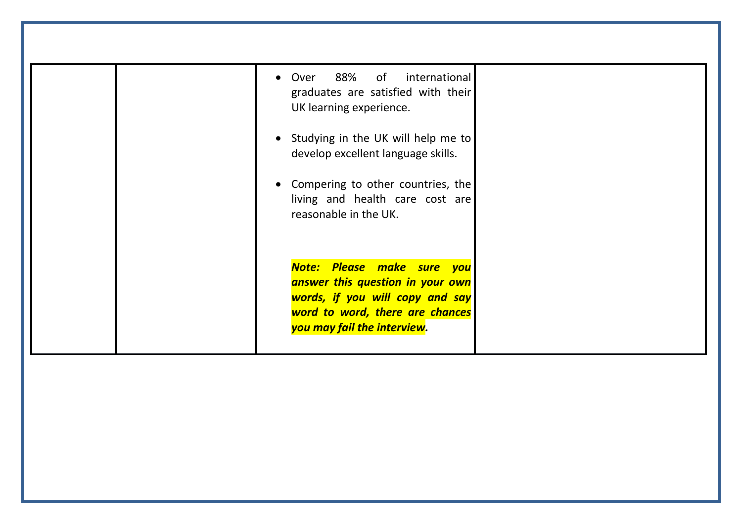|  |  |  |  |
|---|---|---|---|
|  |  | • Over 88% of international graduates are satisfied with their UK learning experience.<br><br>• Studying in the UK will help me to develop excellent language skills.<br><br>• Compering to other countries, the living and health care cost are reasonable in the UK.<br><br>***Note: Please make sure you answer this question in your own words, if you will copy and say word to word, there are chances you may fail the interview.*** |  |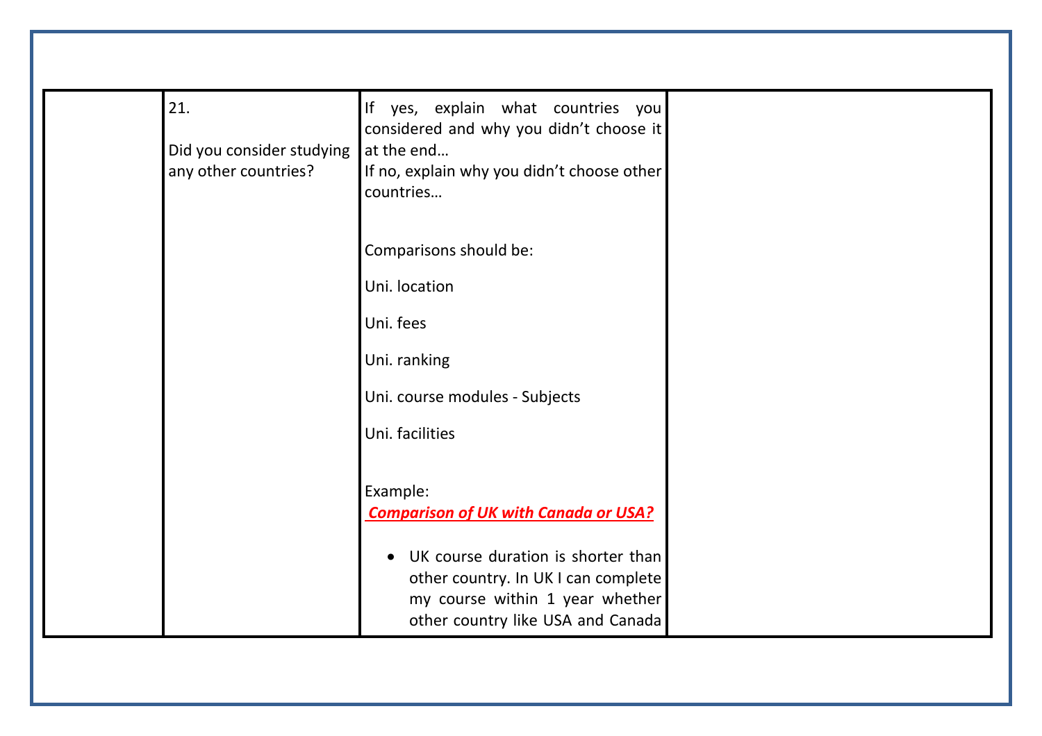|  | 21.<br><br>Did you consider studying any other countries? | If yes, explain what countries you considered and why you didn't choose it at the end…<br>If no, explain why you didn't choose other countries…<br><br>Comparisons should be:<br><br>Uni. location<br><br>Uni. fees<br><br>Uni. ranking<br><br>Uni. course modules - Subjects<br><br>Uni. facilities<br><br>Example:<br>***Comparison of UK with Canada or USA?***<br><br>• UK course duration is shorter than other country. In UK I can complete my course within 1 year whether other country like USA and Canada |  |
|---|---|---|---|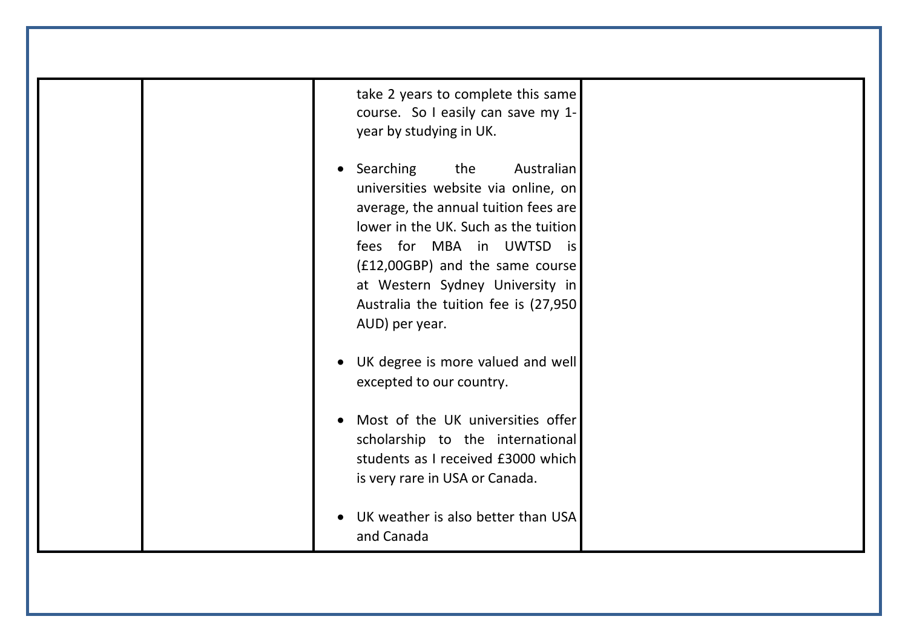| | | | |
|---|---|---|---|
| | | take 2 years to complete this same course. So I easily can save my 1-year by studying in UK.<br><br>• Searching the Australian universities website via online, on average, the annual tuition fees are lower in the UK. Such as the tuition fees for MBA in UWTSD is (£12,00GBP) and the same course at Western Sydney University in Australia the tuition fee is (27,950 AUD) per year.<br><br>• UK degree is more valued and well excepted to our country.<br><br>• Most of the UK universities offer scholarship to the international students as I received £3000 which is very rare in USA or Canada.<br><br>• UK weather is also better than USA and Canada | |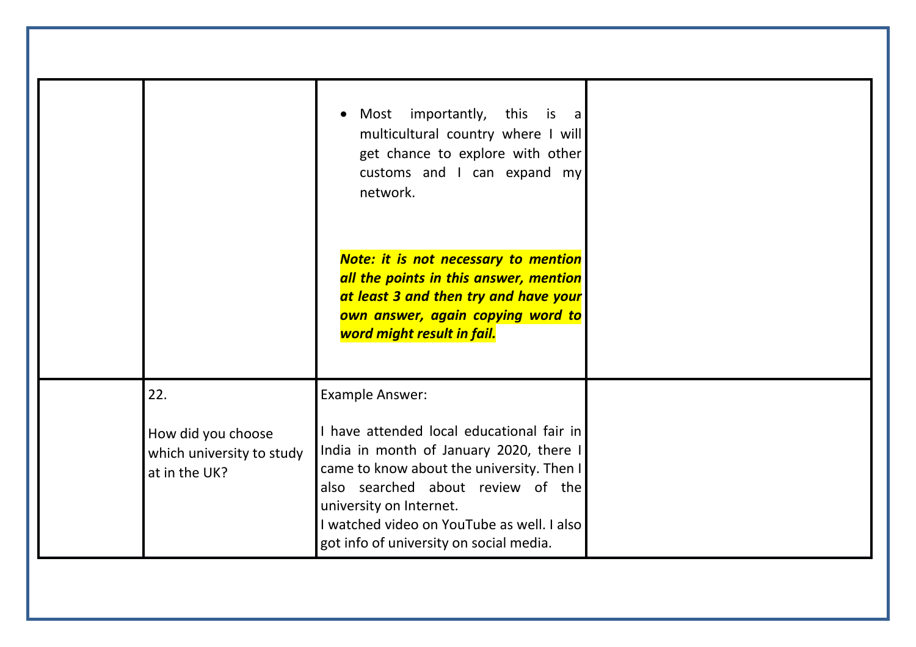| | | | |
|---|---|---|---|
| | | • Most importantly, this is a multicultural country where I will get chance to explore with other customs and I can expand my network.<br><br>***Note: it is not necessary to mention all the points in this answer, mention at least 3 and then try and have your own answer, again copying word to word might result in fail.*** | |
| | 22.<br><br>How did you choose which university to study at in the UK? | Example Answer:<br><br>I have attended local educational fair in India in month of January 2020, there I came to know about the university. Then I also searched about review of the university on Internet.<br>I watched video on YouTube as well. I also got info of university on social media. | |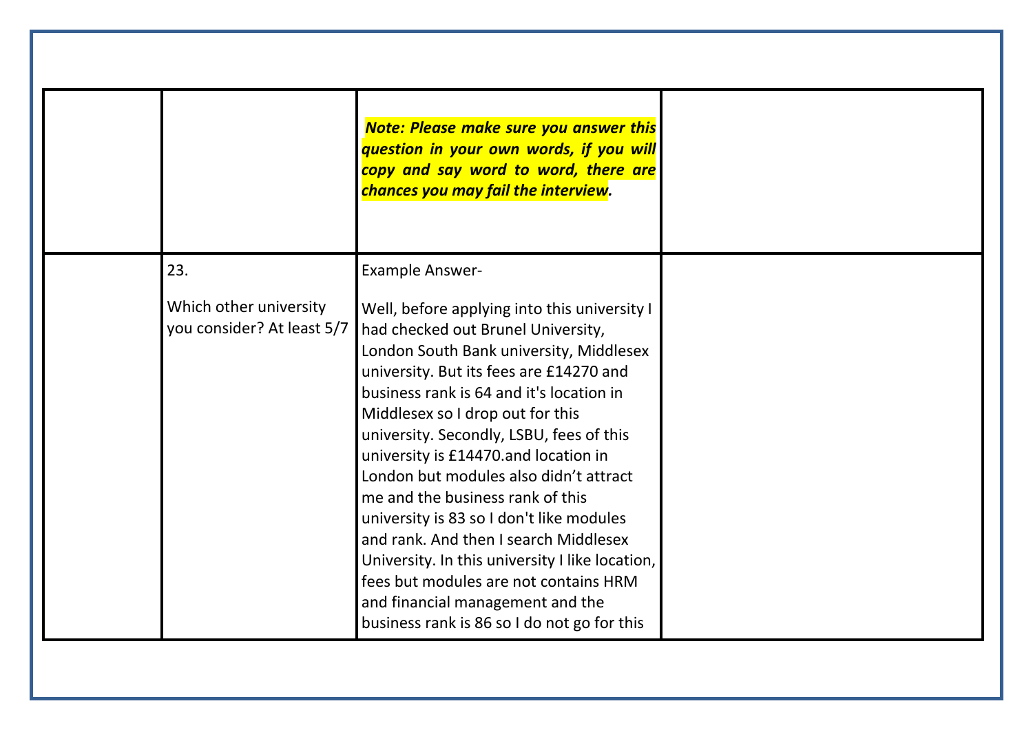| | | | |
|---|---|---|---|
| | | ***Note: Please make sure you answer this question in your own words, if you will copy and say word to word, there are chances you may fail the interview.*** | |
| | 23.<br><br>Which other university you consider? At least 5/7 | Example Answer-<br><br>Well, before applying into this university I had checked out Brunel University, London South Bank university, Middlesex university. But its fees are £14270 and business rank is 64 and it's location in Middlesex so I drop out for this university. Secondly, LSBU, fees of this university is £14470.and location in London but modules also didn't attract me and the business rank of this university is 83 so I don't like modules and rank. And then I search Middlesex University. In this university I like location, fees but modules are not contains HRM and financial management and the business rank is 86 so I do not go for this | |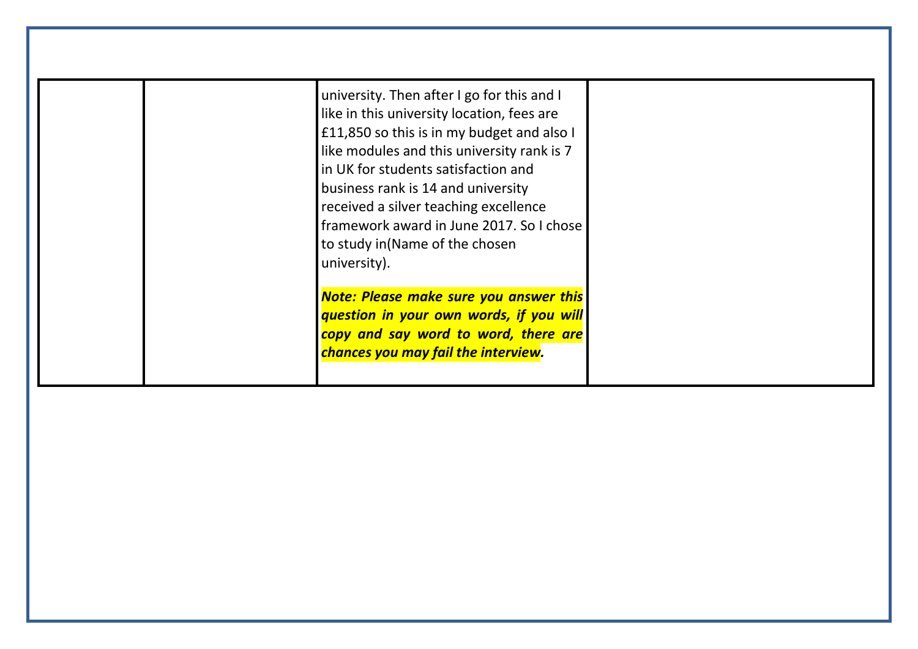| | | | |
|---|---|---|---|
| | | university. Then after I go for this and I like in this university location, fees are £11,850 so this is in my budget and also I like modules and this university rank is 7 in UK for students satisfaction and business rank is 14 and university received a silver teaching excellence framework award in June 2017. So I chose to study in(Name of the chosen university).<br><br>***Note: Please make sure you answer this question in your own words, if you will copy and say word to word, there are chances you may fail the interview.*** | |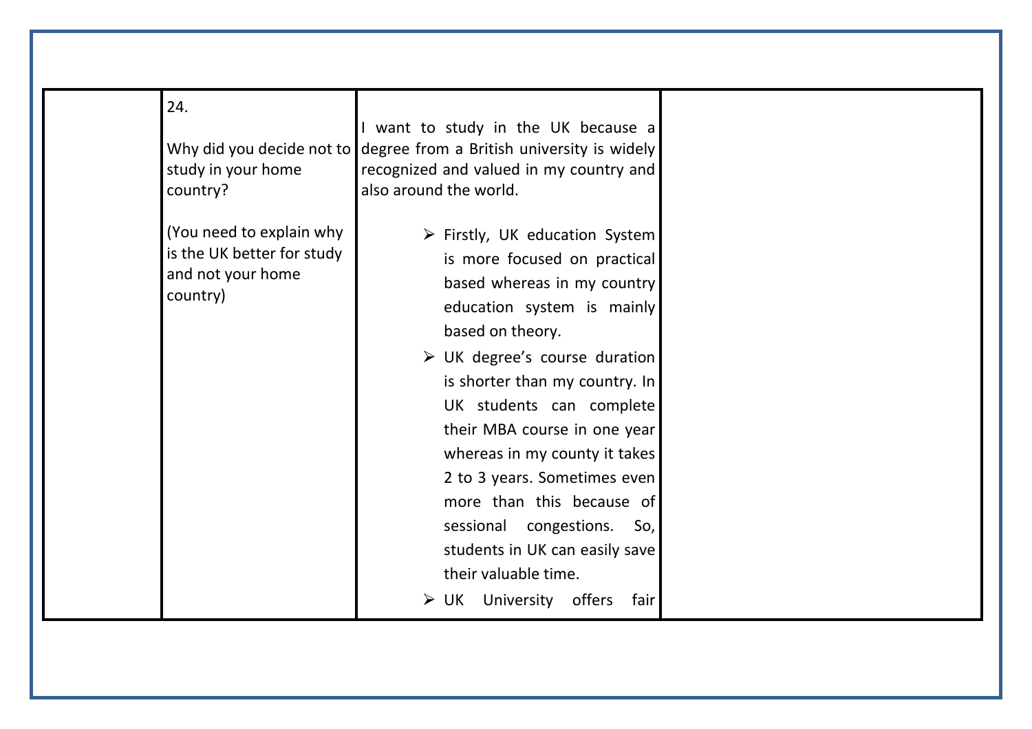|  | 24.<br><br>Why did you decide not to study in your home country?<br><br>(You need to explain why is the UK better for study and not your home country) | I want to study in the UK because a degree from a British university is widely recognized and valued in my country and also around the world.<br><br>➢ Firstly, UK education System is more focused on practical based whereas in my country education system is mainly based on theory.<br>➢ UK degree's course duration is shorter than my country. In UK students can complete their MBA course in one year whereas in my county it takes 2 to 3 years. Sometimes even more than this because of sessional congestions. So, students in UK can easily save their valuable time.<br>➢ UK University offers fair |  |
|---|---|---|---|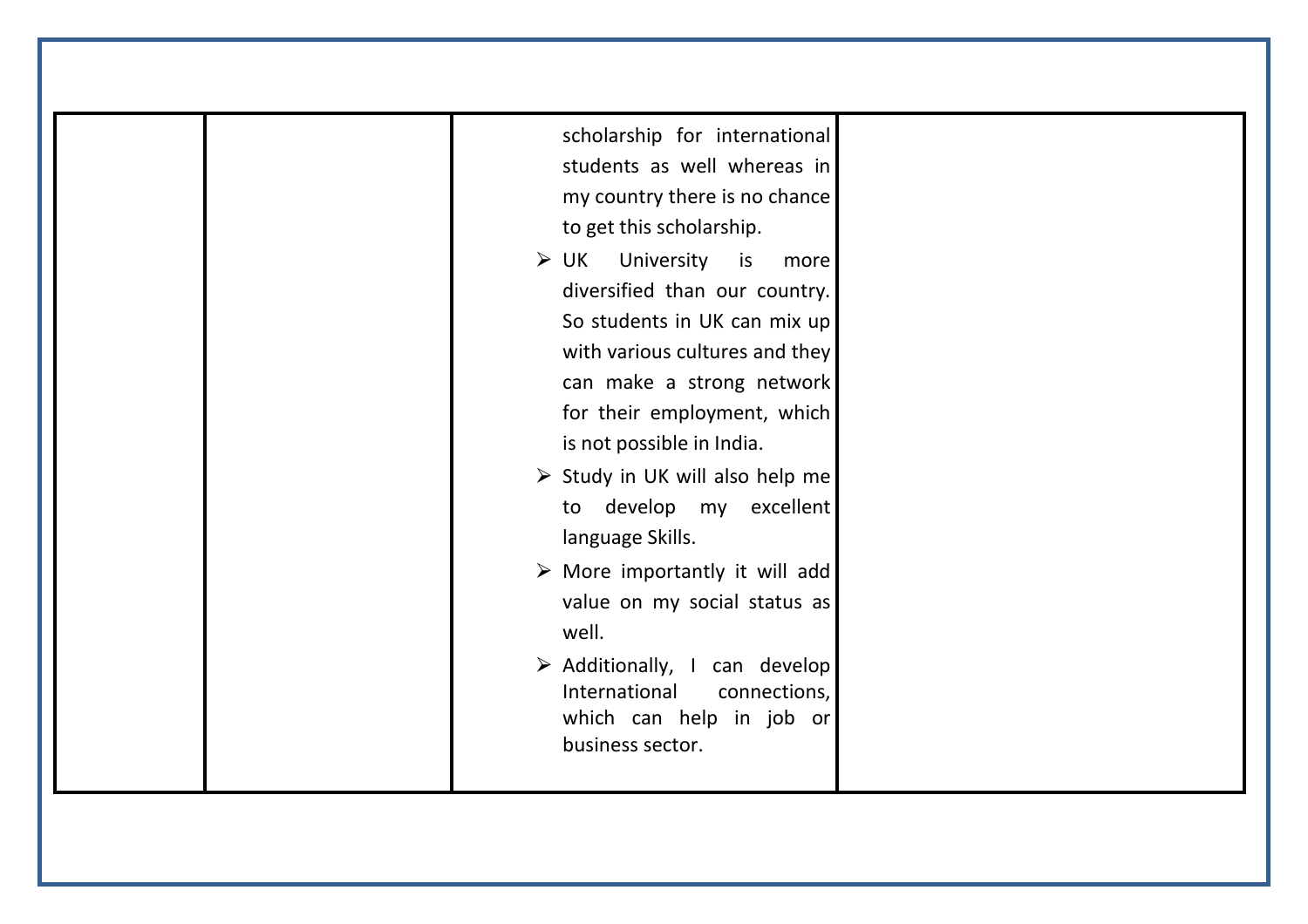| | | | |
|---|---|---|---|
| | | scholarship for international students as well whereas in my country there is no chance to get this scholarship.<br>➢ UK University is more diversified than our country. So students in UK can mix up with various cultures and they can make a strong network for their employment, which is not possible in India.<br>➢ Study in UK will also help me to develop my excellent language Skills.<br>➢ More importantly it will add value on my social status as well.<br>➢ Additionally, I can develop International connections, which can help in job or business sector. | |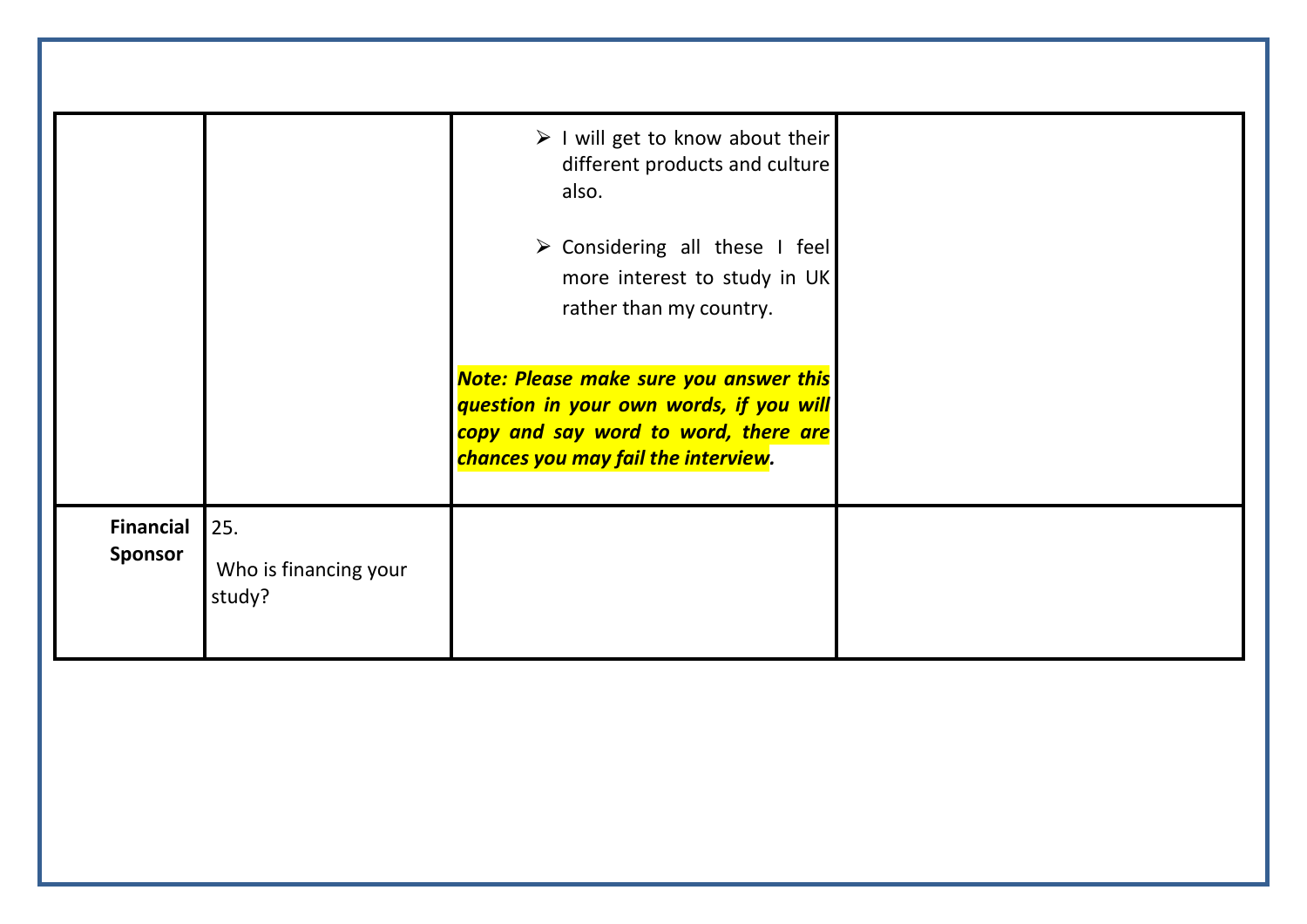| | | | |
|---|---|---|---|
| | | <ul><li>I will get to know about their different products and culture also.</li><li>Considering all these I feel more interest to study in UK rather than my country.</li></ul>***Note: Please make sure you answer this question in your own words, if you will copy and say word to word, there are chances you may fail the interview.*** | |
| **Financial Sponsor** | 25. Who is financing your study? | | |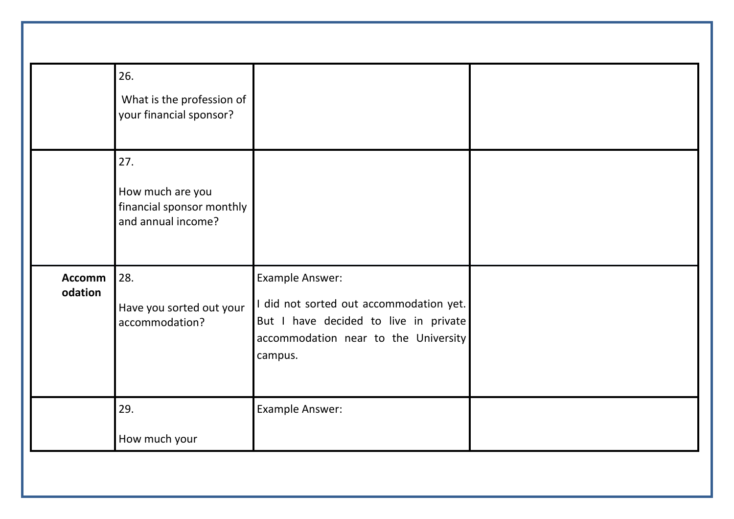| | | | |
|---|---|---|---|
| | 26. What is the profession of your financial sponsor? | | |
| | 27. How much are you financial sponsor monthly and annual income? | | |
| **Accommodation** | 28. Have you sorted out your accommodation? | Example Answer: I did not sorted out accommodation yet. But I have decided to live in private accommodation near to the University campus. | |
| | 29. How much your | Example Answer: | |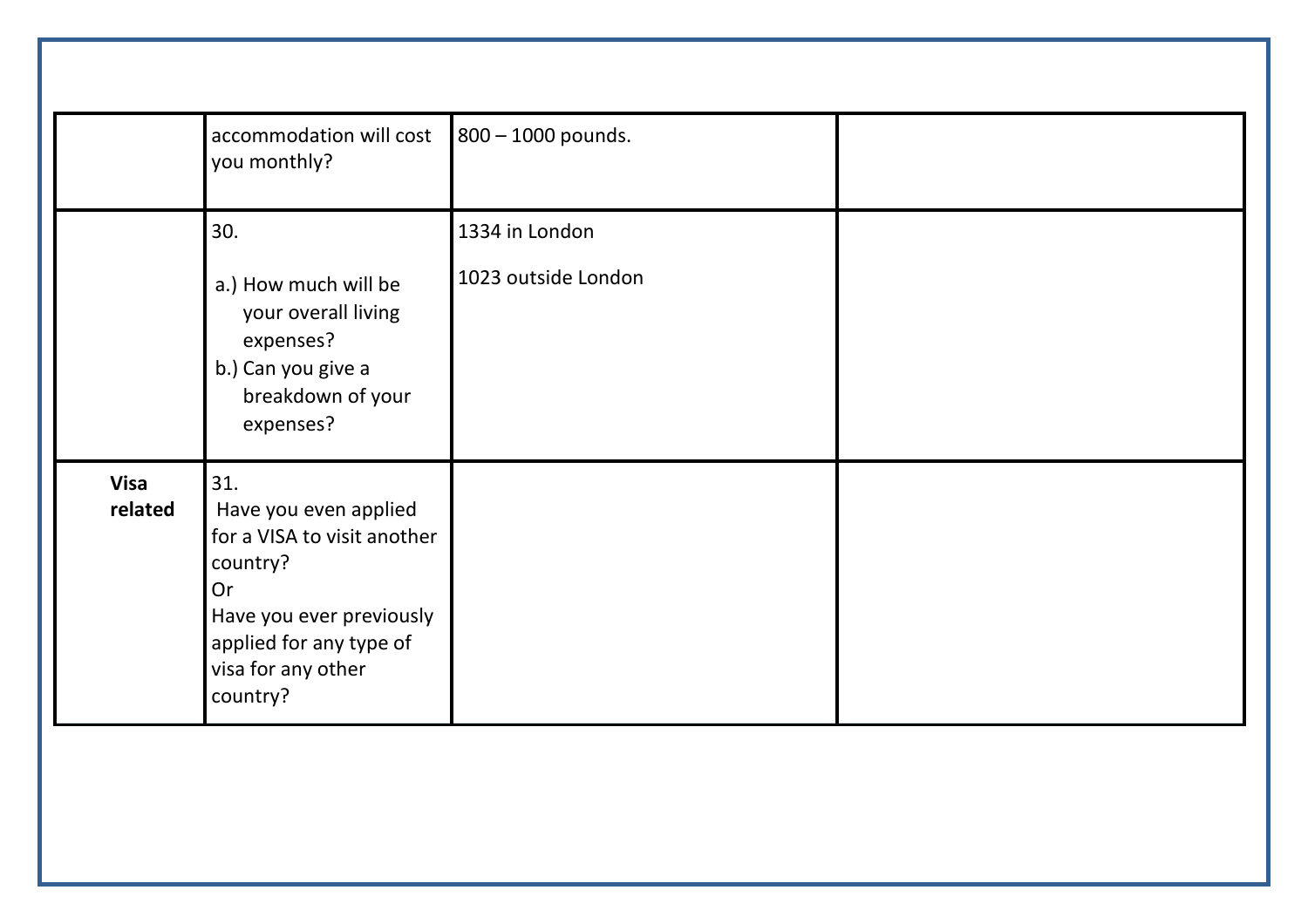|  |  |  |  |
|---|---|---|---|
|  | accommodation will cost you monthly? | 800 – 1000 pounds. |  |
|  | 30.<br><br>a.) How much will be your overall living expenses?<br>b.) Can you give a breakdown of your expenses? | 1334 in London<br><br>1023 outside London |  |
| **Visa related** | 31.<br>Have you even applied for a VISA to visit another country?<br>Or<br>Have you ever previously applied for any type of visa for any other country? |  |  |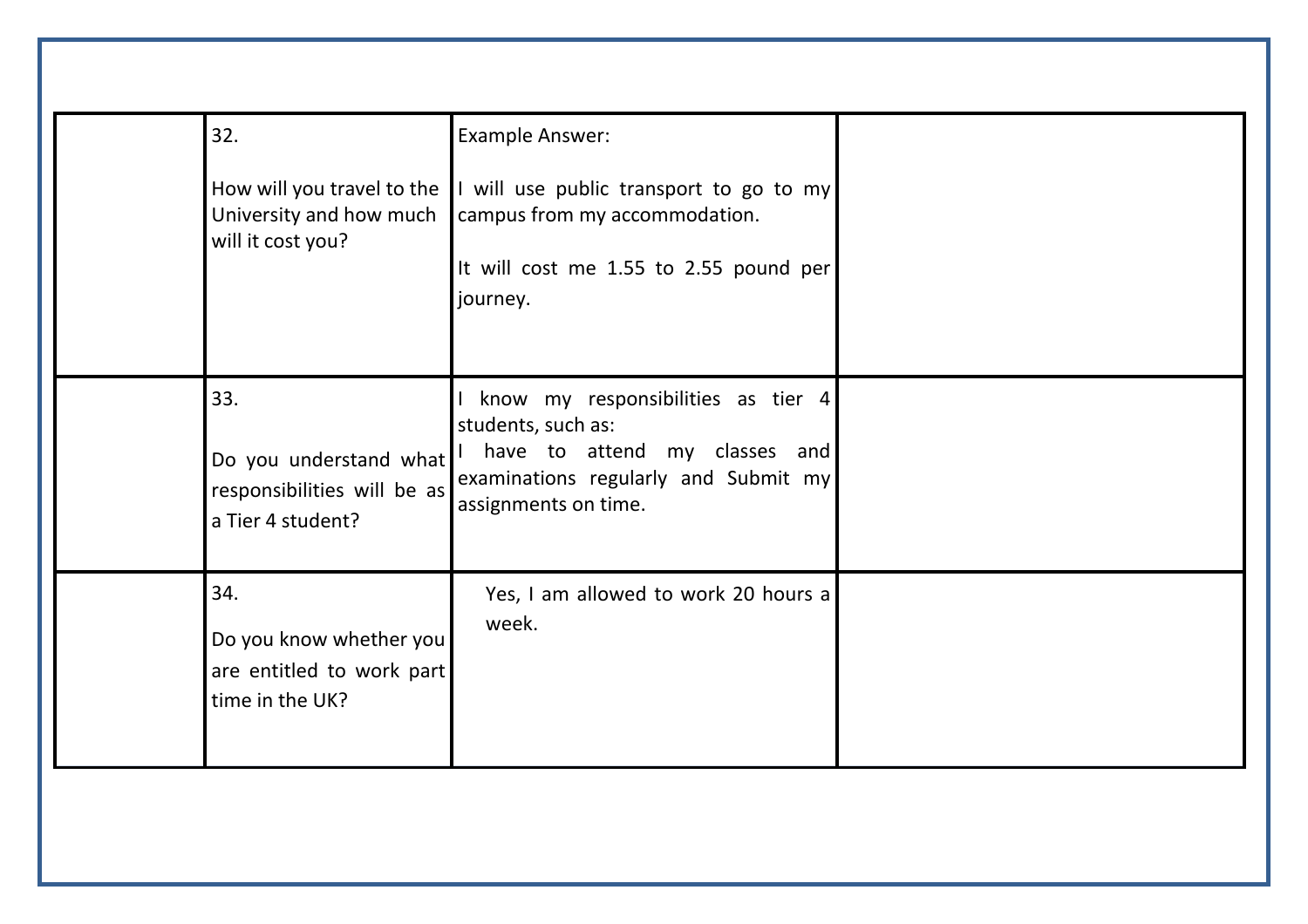| | | | |
|---|---|---|---|
| | 32.<br><br>How will you travel to the University and how much will it cost you? | Example Answer:<br><br>I will use public transport to go to my campus from my accommodation.<br><br>It will cost me 1.55 to 2.55 pound per journey. | |
| | 33.<br><br>Do you understand what responsibilities will be as a Tier 4 student? | I know my responsibilities as tier 4 students, such as:<br>I have to attend my classes and examinations regularly and Submit my assignments on time. | |
| | 34.<br><br>Do you know whether you are entitled to work part time in the UK? | Yes, I am allowed to work 20 hours a week. | |